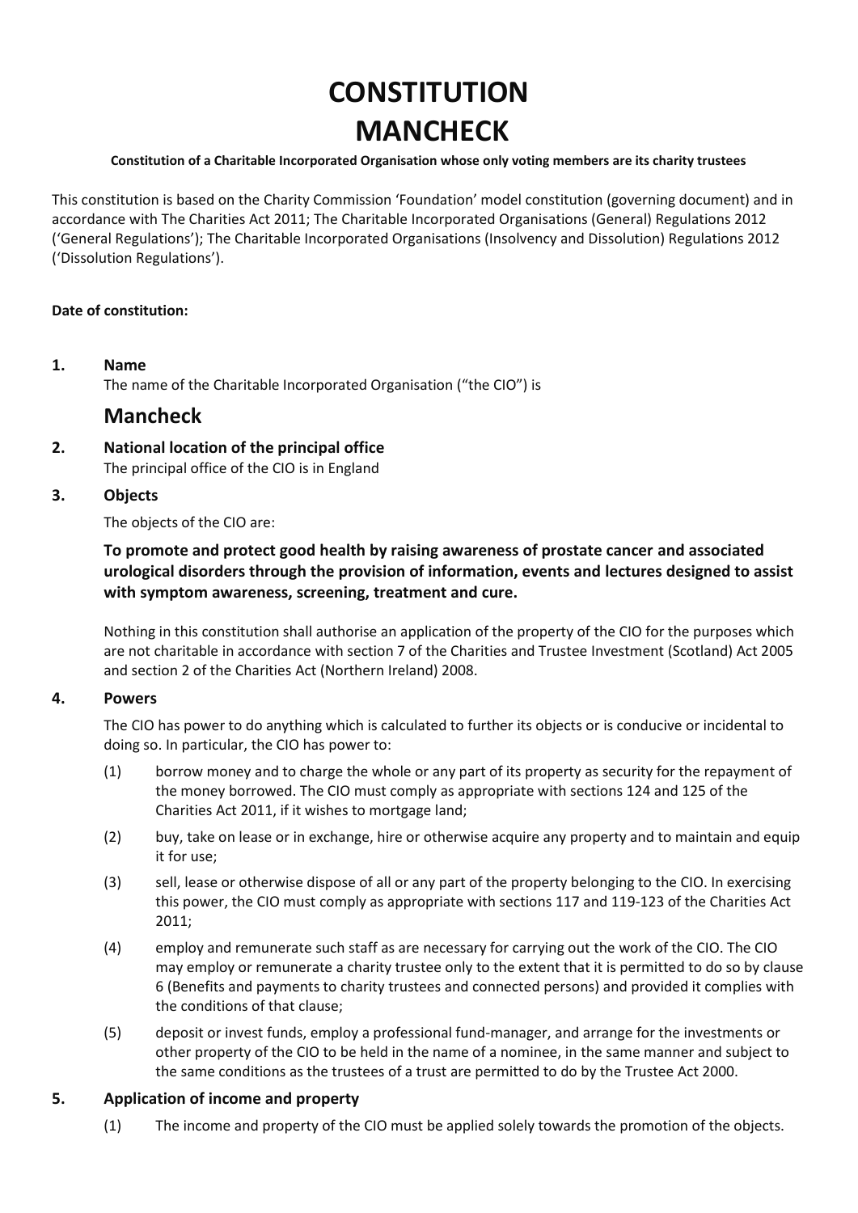# CONSTITUTION
# MANCHECK

**Constitution of a Charitable Incorporated Organisation whose only voting members are its charity trustees**

This constitution is based on the Charity Commission 'Foundation' model constitution (governing document) and in accordance with The Charities Act 2011; The Charitable Incorporated Organisations (General) Regulations 2012 ('General Regulations'); The Charitable Incorporated Organisations (Insolvency and Dissolution) Regulations 2012 ('Dissolution Regulations').

**Date of constitution:**

**1. Name**

The name of the Charitable Incorporated Organisation ("the CIO") is

## Mancheck

**2. National location of the principal office**

The principal office of the CIO is in England

**3. Objects**

The objects of the CIO are:

**To promote and protect good health by raising awareness of prostate cancer and associated urological disorders through the provision of information, events and lectures designed to assist with symptom awareness, screening, treatment and cure.**

Nothing in this constitution shall authorise an application of the property of the CIO for the purposes which are not charitable in accordance with section 7 of the Charities and Trustee Investment (Scotland) Act 2005 and section 2 of the Charities Act (Northern Ireland) 2008.

**4. Powers**

The CIO has power to do anything which is calculated to further its objects or is conducive or incidental to doing so. In particular, the CIO has power to:

(1) borrow money and to charge the whole or any part of its property as security for the repayment of the money borrowed. The CIO must comply as appropriate with sections 124 and 125 of the Charities Act 2011, if it wishes to mortgage land;

(2) buy, take on lease or in exchange, hire or otherwise acquire any property and to maintain and equip it for use;

(3) sell, lease or otherwise dispose of all or any part of the property belonging to the CIO. In exercising this power, the CIO must comply as appropriate with sections 117 and 119-123 of the Charities Act 2011;

(4) employ and remunerate such staff as are necessary for carrying out the work of the CIO. The CIO may employ or remunerate a charity trustee only to the extent that it is permitted to do so by clause 6 (Benefits and payments to charity trustees and connected persons) and provided it complies with the conditions of that clause;

(5) deposit or invest funds, employ a professional fund-manager, and arrange for the investments or other property of the CIO to be held in the name of a nominee, in the same manner and subject to the same conditions as the trustees of a trust are permitted to do by the Trustee Act 2000.

**5. Application of income and property**

(1) The income and property of the CIO must be applied solely towards the promotion of the objects.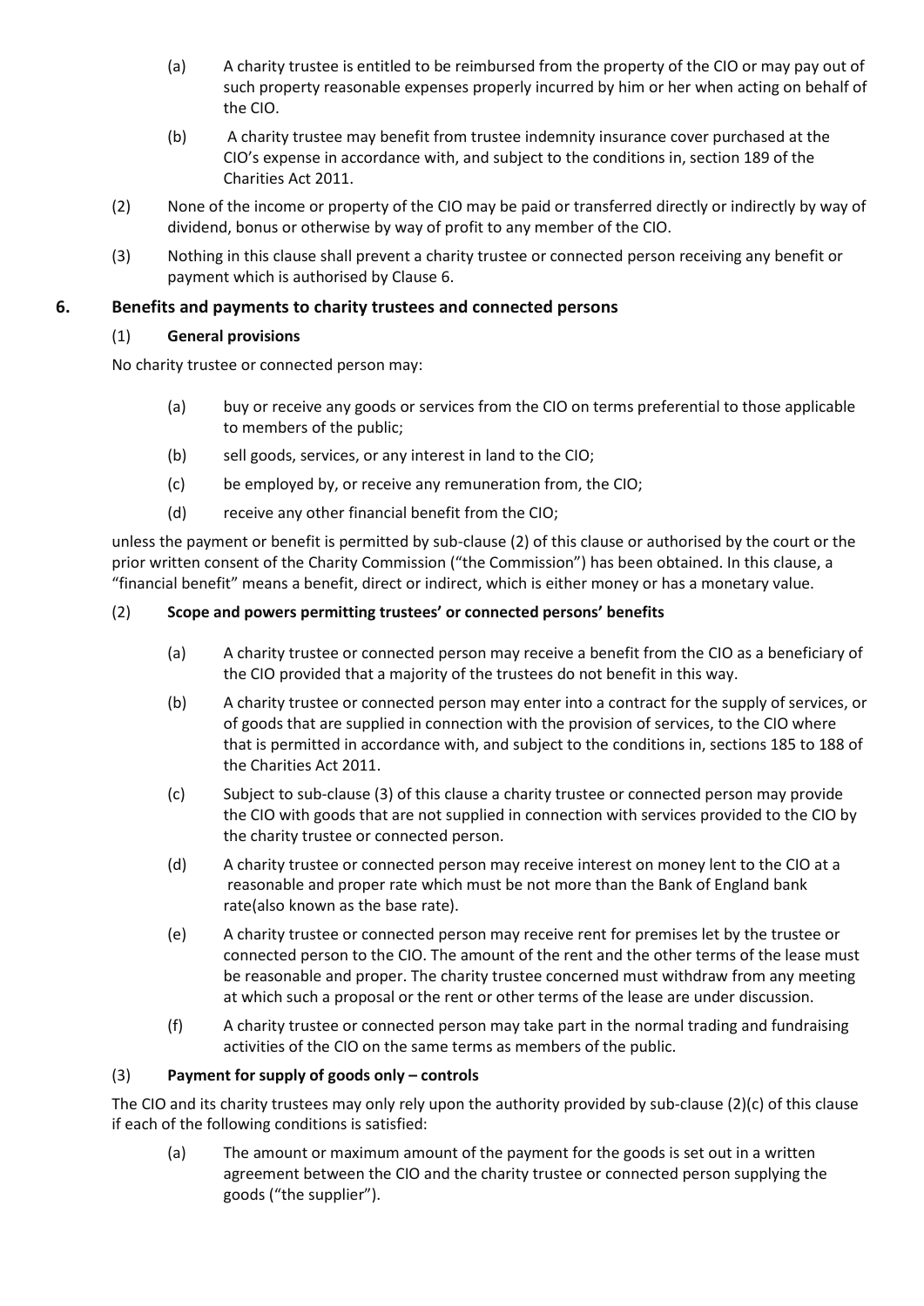(a) A charity trustee is entitled to be reimbursed from the property of the CIO or may pay out of such property reasonable expenses properly incurred by him or her when acting on behalf of the CIO.

(b) A charity trustee may benefit from trustee indemnity insurance cover purchased at the CIO's expense in accordance with, and subject to the conditions in, section 189 of the Charities Act 2011.

(2) None of the income or property of the CIO may be paid or transferred directly or indirectly by way of dividend, bonus or otherwise by way of profit to any member of the CIO.

(3) Nothing in this clause shall prevent a charity trustee or connected person receiving any benefit or payment which is authorised by Clause 6.

## 6. Benefits and payments to charity trustees and connected persons

### (1) General provisions

No charity trustee or connected person may:

(a) buy or receive any goods or services from the CIO on terms preferential to those applicable to members of the public;

(b) sell goods, services, or any interest in land to the CIO;

(c) be employed by, or receive any remuneration from, the CIO;

(d) receive any other financial benefit from the CIO;

unless the payment or benefit is permitted by sub-clause (2) of this clause or authorised by the court or the prior written consent of the Charity Commission ("the Commission") has been obtained. In this clause, a "financial benefit" means a benefit, direct or indirect, which is either money or has a monetary value.

### (2) Scope and powers permitting trustees' or connected persons' benefits

(a) A charity trustee or connected person may receive a benefit from the CIO as a beneficiary of the CIO provided that a majority of the trustees do not benefit in this way.

(b) A charity trustee or connected person may enter into a contract for the supply of services, or of goods that are supplied in connection with the provision of services, to the CIO where that is permitted in accordance with, and subject to the conditions in, sections 185 to 188 of the Charities Act 2011.

(c) Subject to sub-clause (3) of this clause a charity trustee or connected person may provide the CIO with goods that are not supplied in connection with services provided to the CIO by the charity trustee or connected person.

(d) A charity trustee or connected person may receive interest on money lent to the CIO at a reasonable and proper rate which must be not more than the Bank of England bank rate(also known as the base rate).

(e) A charity trustee or connected person may receive rent for premises let by the trustee or connected person to the CIO. The amount of the rent and the other terms of the lease must be reasonable and proper. The charity trustee concerned must withdraw from any meeting at which such a proposal or the rent or other terms of the lease are under discussion.

(f) A charity trustee or connected person may take part in the normal trading and fundraising activities of the CIO on the same terms as members of the public.

### (3) Payment for supply of goods only – controls

The CIO and its charity trustees may only rely upon the authority provided by sub-clause (2)(c) of this clause if each of the following conditions is satisfied:

(a) The amount or maximum amount of the payment for the goods is set out in a written agreement between the CIO and the charity trustee or connected person supplying the goods ("the supplier").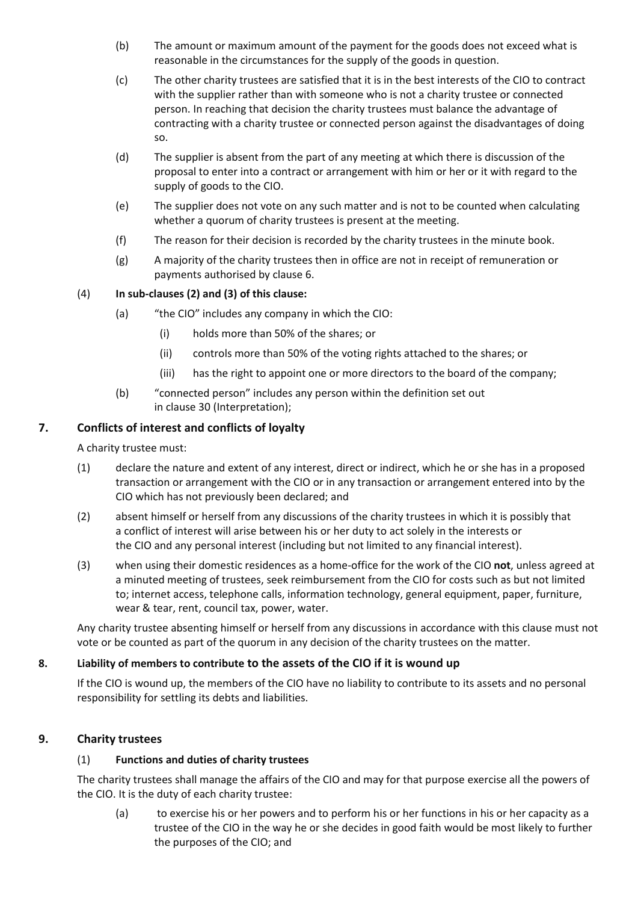(b) The amount or maximum amount of the payment for the goods does not exceed what is reasonable in the circumstances for the supply of the goods in question.

(c) The other charity trustees are satisfied that it is in the best interests of the CIO to contract with the supplier rather than with someone who is not a charity trustee or connected person. In reaching that decision the charity trustees must balance the advantage of contracting with a charity trustee or connected person against the disadvantages of doing so.

(d) The supplier is absent from the part of any meeting at which there is discussion of the proposal to enter into a contract or arrangement with him or her or it with regard to the supply of goods to the CIO.

(e) The supplier does not vote on any such matter and is not to be counted when calculating whether a quorum of charity trustees is present at the meeting.

(f) The reason for their decision is recorded by the charity trustees in the minute book.

(g) A majority of the charity trustees then in office are not in receipt of remuneration or payments authorised by clause 6.

(4) **In sub-clauses (2) and (3) of this clause:**

(a) "the CIO" includes any company in which the CIO:

(i) holds more than 50% of the shares; or

(ii) controls more than 50% of the voting rights attached to the shares; or

(iii) has the right to appoint one or more directors to the board of the company;

(b) "connected person" includes any person within the definition set out in clause 30 (Interpretation);

## 7. Conflicts of interest and conflicts of loyalty

A charity trustee must:

(1) declare the nature and extent of any interest, direct or indirect, which he or she has in a proposed transaction or arrangement with the CIO or in any transaction or arrangement entered into by the CIO which has not previously been declared; and

(2) absent himself or herself from any discussions of the charity trustees in which it is possibly that a conflict of interest will arise between his or her duty to act solely in the interests or the CIO and any personal interest (including but not limited to any financial interest).

(3) when using their domestic residences as a home-office for the work of the CIO **not**, unless agreed at a minuted meeting of trustees, seek reimbursement from the CIO for costs such as but not limited to; internet access, telephone calls, information technology, general equipment, paper, furniture, wear & tear, rent, council tax, power, water.

Any charity trustee absenting himself or herself from any discussions in accordance with this clause must not vote or be counted as part of the quorum in any decision of the charity trustees on the matter.

## 8. Liability of members to contribute to the assets of the CIO if it is wound up

If the CIO is wound up, the members of the CIO have no liability to contribute to its assets and no personal responsibility for settling its debts and liabilities.

## 9. Charity trustees

(1) **Functions and duties of charity trustees**

The charity trustees shall manage the affairs of the CIO and may for that purpose exercise all the powers of the CIO. It is the duty of each charity trustee:

(a) to exercise his or her powers and to perform his or her functions in his or her capacity as a trustee of the CIO in the way he or she decides in good faith would be most likely to further the purposes of the CIO; and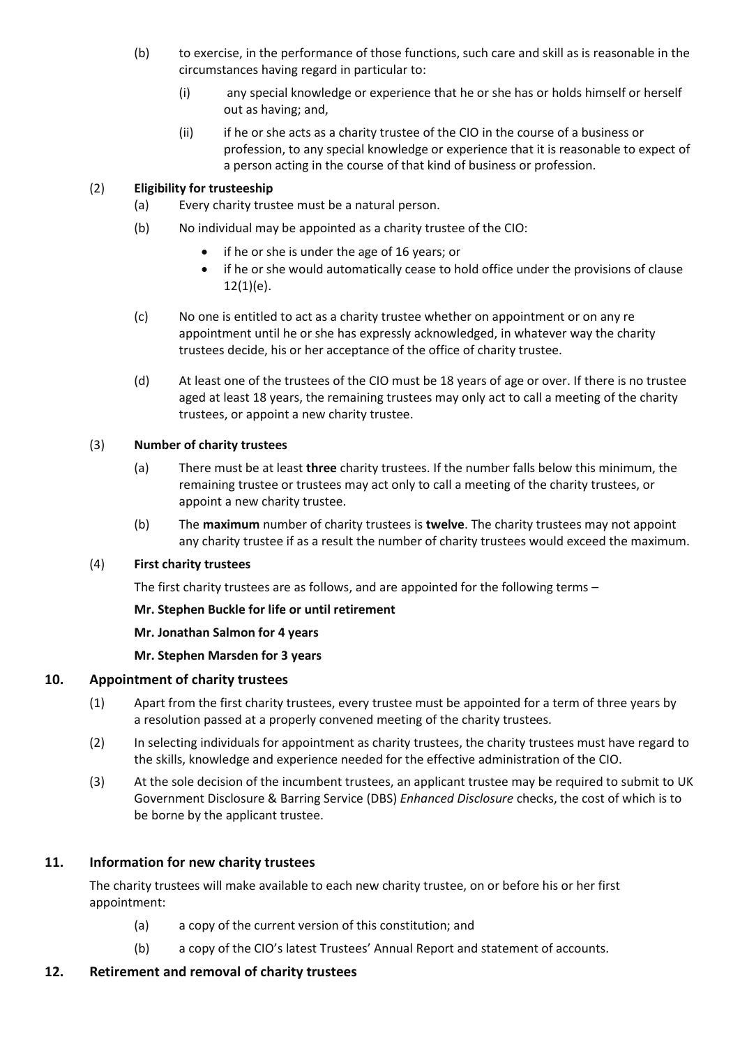(b) to exercise, in the performance of those functions, such care and skill as is reasonable in the circumstances having regard in particular to:

   (i) any special knowledge or experience that he or she has or holds himself or herself out as having; and,

   (ii) if he or she acts as a charity trustee of the CIO in the course of a business or profession, to any special knowledge or experience that it is reasonable to expect of a person acting in the course of that kind of business or profession.

(2) **Eligibility for trusteeship**

(a) Every charity trustee must be a natural person.

(b) No individual may be appointed as a charity trustee of the CIO:

- if he or she is under the age of 16 years; or
- if he or she would automatically cease to hold office under the provisions of clause 12(1)(e).

(c) No one is entitled to act as a charity trustee whether on appointment or on any re appointment until he or she has expressly acknowledged, in whatever way the charity trustees decide, his or her acceptance of the office of charity trustee.

(d) At least one of the trustees of the CIO must be 18 years of age or over. If there is no trustee aged at least 18 years, the remaining trustees may only act to call a meeting of the charity trustees, or appoint a new charity trustee.

(3) **Number of charity trustees**

(a) There must be at least **three** charity trustees. If the number falls below this minimum, the remaining trustee or trustees may act only to call a meeting of the charity trustees, or appoint a new charity trustee.

(b) The **maximum** number of charity trustees is **twelve**. The charity trustees may not appoint any charity trustee if as a result the number of charity trustees would exceed the maximum.

(4) **First charity trustees**

The first charity trustees are as follows, and are appointed for the following terms –

**Mr. Stephen Buckle for life or until retirement**

**Mr. Jonathan Salmon for 4 years**

**Mr. Stephen Marsden for 3 years**

## 10. Appointment of charity trustees

(1) Apart from the first charity trustees, every trustee must be appointed for a term of three years by a resolution passed at a properly convened meeting of the charity trustees.

(2) In selecting individuals for appointment as charity trustees, the charity trustees must have regard to the skills, knowledge and experience needed for the effective administration of the CIO.

(3) At the sole decision of the incumbent trustees, an applicant trustee may be required to submit to UK Government Disclosure & Barring Service (DBS) *Enhanced Disclosure* checks, the cost of which is to be borne by the applicant trustee.

## 11. Information for new charity trustees

The charity trustees will make available to each new charity trustee, on or before his or her first appointment:

(a) a copy of the current version of this constitution; and

(b) a copy of the CIO's latest Trustees' Annual Report and statement of accounts.

## 12. Retirement and removal of charity trustees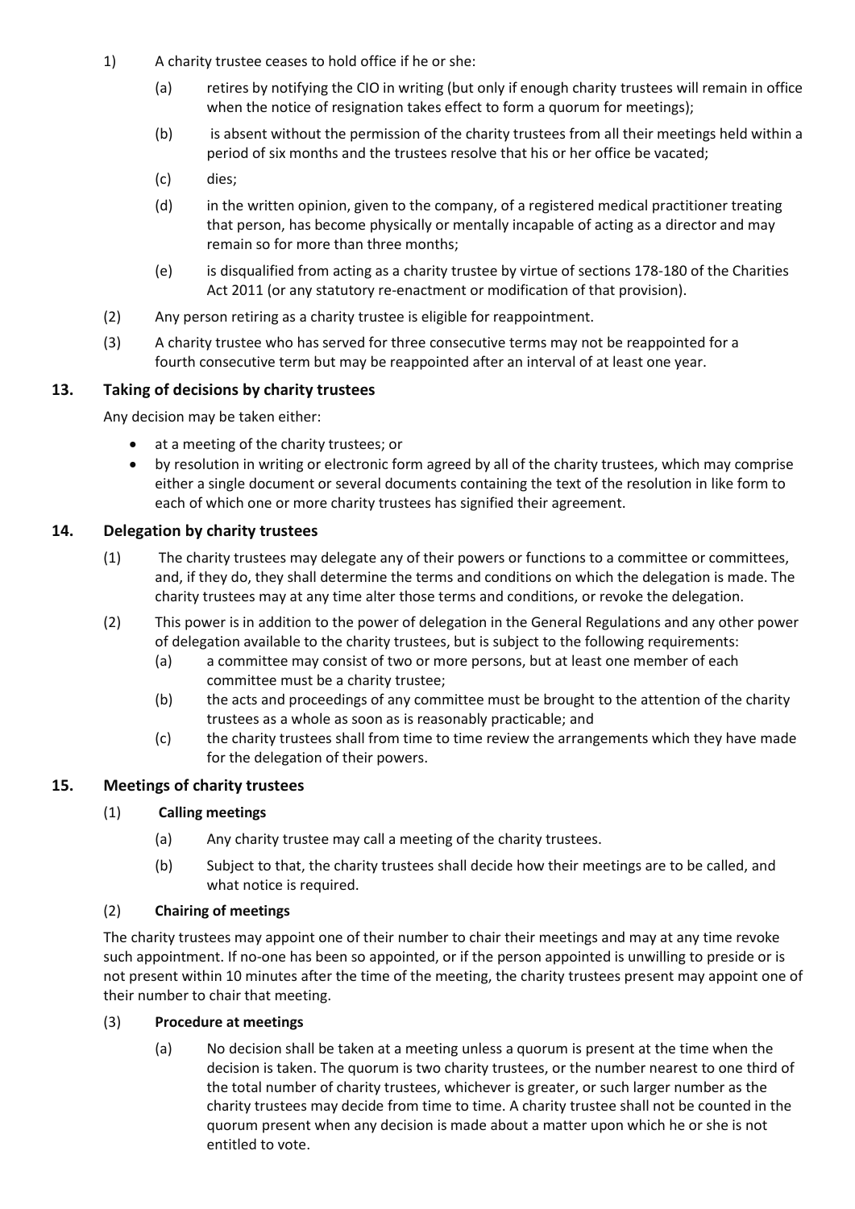1) A charity trustee ceases to hold office if he or she:

   (a) retires by notifying the CIO in writing (but only if enough charity trustees will remain in office when the notice of resignation takes effect to form a quorum for meetings);

   (b) is absent without the permission of the charity trustees from all their meetings held within a period of six months and the trustees resolve that his or her office be vacated;

   (c) dies;

   (d) in the written opinion, given to the company, of a registered medical practitioner treating that person, has become physically or mentally incapable of acting as a director and may remain so for more than three months;

   (e) is disqualified from acting as a charity trustee by virtue of sections 178-180 of the Charities Act 2011 (or any statutory re-enactment or modification of that provision).

(2) Any person retiring as a charity trustee is eligible for reappointment.

(3) A charity trustee who has served for three consecutive terms may not be reappointed for a fourth consecutive term but may be reappointed after an interval of at least one year.

## 13. Taking of decisions by charity trustees

Any decision may be taken either:

- at a meeting of the charity trustees; or
- by resolution in writing or electronic form agreed by all of the charity trustees, which may comprise either a single document or several documents containing the text of the resolution in like form to each of which one or more charity trustees has signified their agreement.

## 14. Delegation by charity trustees

(1) The charity trustees may delegate any of their powers or functions to a committee or committees, and, if they do, they shall determine the terms and conditions on which the delegation is made. The charity trustees may at any time alter those terms and conditions, or revoke the delegation.

(2) This power is in addition to the power of delegation in the General Regulations and any other power of delegation available to the charity trustees, but is subject to the following requirements:

   (a) a committee may consist of two or more persons, but at least one member of each committee must be a charity trustee;

   (b) the acts and proceedings of any committee must be brought to the attention of the charity trustees as a whole as soon as is reasonably practicable; and

   (c) the charity trustees shall from time to time review the arrangements which they have made for the delegation of their powers.

## 15. Meetings of charity trustees

(1) **Calling meetings**

   (a) Any charity trustee may call a meeting of the charity trustees.

   (b) Subject to that, the charity trustees shall decide how their meetings are to be called, and what notice is required.

(2) **Chairing of meetings**

The charity trustees may appoint one of their number to chair their meetings and may at any time revoke such appointment. If no-one has been so appointed, or if the person appointed is unwilling to preside or is not present within 10 minutes after the time of the meeting, the charity trustees present may appoint one of their number to chair that meeting.

(3) **Procedure at meetings**

   (a) No decision shall be taken at a meeting unless a quorum is present at the time when the decision is taken. The quorum is two charity trustees, or the number nearest to one third of the total number of charity trustees, whichever is greater, or such larger number as the charity trustees may decide from time to time. A charity trustee shall not be counted in the quorum present when any decision is made about a matter upon which he or she is not entitled to vote.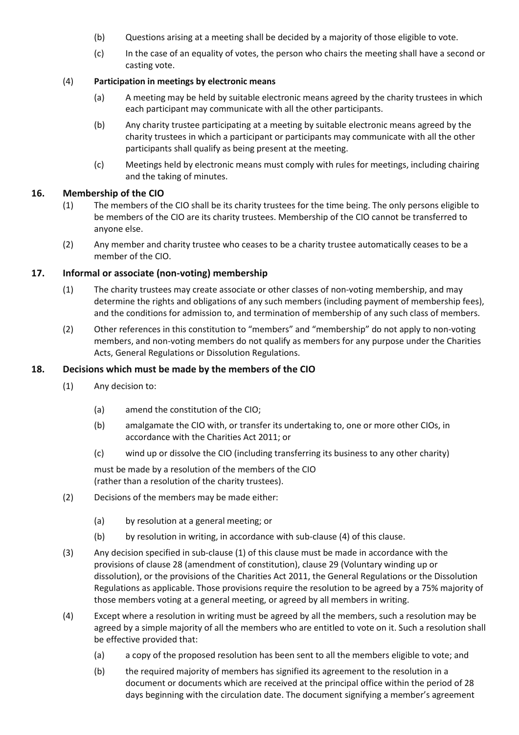(b) Questions arising at a meeting shall be decided by a majority of those eligible to vote.

(c) In the case of an equality of votes, the person who chairs the meeting shall have a second or casting vote.

(4) **Participation in meetings by electronic means**

(a) A meeting may be held by suitable electronic means agreed by the charity trustees in which each participant may communicate with all the other participants.

(b) Any charity trustee participating at a meeting by suitable electronic means agreed by the charity trustees in which a participant or participants may communicate with all the other participants shall qualify as being present at the meeting.

(c) Meetings held by electronic means must comply with rules for meetings, including chairing and the taking of minutes.

## 16. Membership of the CIO

(1) The members of the CIO shall be its charity trustees for the time being. The only persons eligible to be members of the CIO are its charity trustees. Membership of the CIO cannot be transferred to anyone else.

(2) Any member and charity trustee who ceases to be a charity trustee automatically ceases to be a member of the CIO.

## 17. Informal or associate (non-voting) membership

(1) The charity trustees may create associate or other classes of non-voting membership, and may determine the rights and obligations of any such members (including payment of membership fees), and the conditions for admission to, and termination of membership of any such class of members.

(2) Other references in this constitution to "members" and "membership" do not apply to non-voting members, and non-voting members do not qualify as members for any purpose under the Charities Acts, General Regulations or Dissolution Regulations.

## 18. Decisions which must be made by the members of the CIO

(1) Any decision to:

(a) amend the constitution of the CIO;

(b) amalgamate the CIO with, or transfer its undertaking to, one or more other CIOs, in accordance with the Charities Act 2011; or

(c) wind up or dissolve the CIO (including transferring its business to any other charity)

must be made by a resolution of the members of the CIO (rather than a resolution of the charity trustees).

(2) Decisions of the members may be made either:

(a) by resolution at a general meeting; or

(b) by resolution in writing, in accordance with sub-clause (4) of this clause.

(3) Any decision specified in sub-clause (1) of this clause must be made in accordance with the provisions of clause 28 (amendment of constitution), clause 29 (Voluntary winding up or dissolution), or the provisions of the Charities Act 2011, the General Regulations or the Dissolution Regulations as applicable. Those provisions require the resolution to be agreed by a 75% majority of those members voting at a general meeting, or agreed by all members in writing.

(4) Except where a resolution in writing must be agreed by all the members, such a resolution may be agreed by a simple majority of all the members who are entitled to vote on it. Such a resolution shall be effective provided that:

(a) a copy of the proposed resolution has been sent to all the members eligible to vote; and

(b) the required majority of members has signified its agreement to the resolution in a document or documents which are received at the principal office within the period of 28 days beginning with the circulation date. The document signifying a member's agreement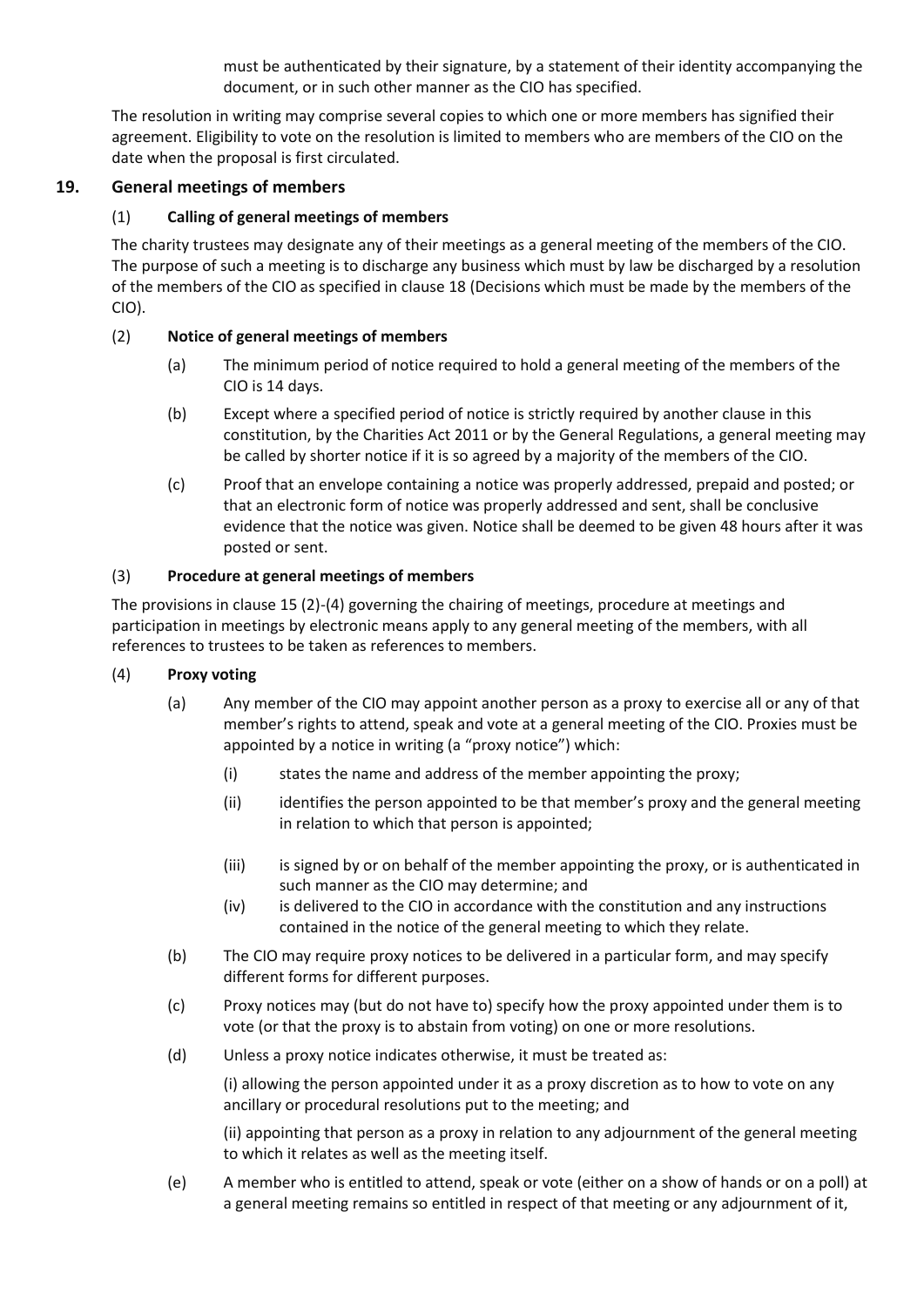must be authenticated by their signature, by a statement of their identity accompanying the document, or in such other manner as the CIO has specified.

The resolution in writing may comprise several copies to which one or more members has signified their agreement. Eligibility to vote on the resolution is limited to members who are members of the CIO on the date when the proposal is first circulated.

## 19. General meetings of members

### (1) Calling of general meetings of members

The charity trustees may designate any of their meetings as a general meeting of the members of the CIO. The purpose of such a meeting is to discharge any business which must by law be discharged by a resolution of the members of the CIO as specified in clause 18 (Decisions which must be made by the members of the CIO).

### (2) Notice of general meetings of members

(a) The minimum period of notice required to hold a general meeting of the members of the CIO is 14 days.

(b) Except where a specified period of notice is strictly required by another clause in this constitution, by the Charities Act 2011 or by the General Regulations, a general meeting may be called by shorter notice if it is so agreed by a majority of the members of the CIO.

(c) Proof that an envelope containing a notice was properly addressed, prepaid and posted; or that an electronic form of notice was properly addressed and sent, shall be conclusive evidence that the notice was given. Notice shall be deemed to be given 48 hours after it was posted or sent.

### (3) Procedure at general meetings of members

The provisions in clause 15 (2)-(4) governing the chairing of meetings, procedure at meetings and participation in meetings by electronic means apply to any general meeting of the members, with all references to trustees to be taken as references to members.

### (4) Proxy voting

(a) Any member of the CIO may appoint another person as a proxy to exercise all or any of that member's rights to attend, speak and vote at a general meeting of the CIO. Proxies must be appointed by a notice in writing (a "proxy notice") which:

   (i) states the name and address of the member appointing the proxy;

   (ii) identifies the person appointed to be that member's proxy and the general meeting in relation to which that person is appointed;

   (iii) is signed by or on behalf of the member appointing the proxy, or is authenticated in such manner as the CIO may determine; and

   (iv) is delivered to the CIO in accordance with the constitution and any instructions contained in the notice of the general meeting to which they relate.

(b) The CIO may require proxy notices to be delivered in a particular form, and may specify different forms for different purposes.

(c) Proxy notices may (but do not have to) specify how the proxy appointed under them is to vote (or that the proxy is to abstain from voting) on one or more resolutions.

(d) Unless a proxy notice indicates otherwise, it must be treated as:

   (i) allowing the person appointed under it as a proxy discretion as to how to vote on any ancillary or procedural resolutions put to the meeting; and

   (ii) appointing that person as a proxy in relation to any adjournment of the general meeting to which it relates as well as the meeting itself.

(e) A member who is entitled to attend, speak or vote (either on a show of hands or on a poll) at a general meeting remains so entitled in respect of that meeting or any adjournment of it,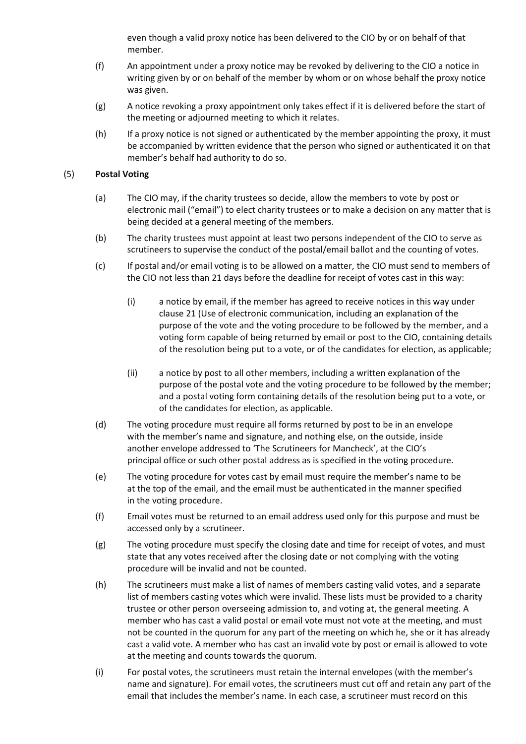even though a valid proxy notice has been delivered to the CIO by or on behalf of that member.

(f) An appointment under a proxy notice may be revoked by delivering to the CIO a notice in writing given by or on behalf of the member by whom or on whose behalf the proxy notice was given.

(g) A notice revoking a proxy appointment only takes effect if it is delivered before the start of the meeting or adjourned meeting to which it relates.

(h) If a proxy notice is not signed or authenticated by the member appointing the proxy, it must be accompanied by written evidence that the person who signed or authenticated it on that member's behalf had authority to do so.

(5) **Postal Voting**

(a) The CIO may, if the charity trustees so decide, allow the members to vote by post or electronic mail ("email") to elect charity trustees or to make a decision on any matter that is being decided at a general meeting of the members.

(b) The charity trustees must appoint at least two persons independent of the CIO to serve as scrutineers to supervise the conduct of the postal/email ballot and the counting of votes.

(c) If postal and/or email voting is to be allowed on a matter, the CIO must send to members of the CIO not less than 21 days before the deadline for receipt of votes cast in this way:

(i) a notice by email, if the member has agreed to receive notices in this way under clause 21 (Use of electronic communication, including an explanation of the purpose of the vote and the voting procedure to be followed by the member, and a voting form capable of being returned by email or post to the CIO, containing details of the resolution being put to a vote, or of the candidates for election, as applicable;

(ii) a notice by post to all other members, including a written explanation of the purpose of the postal vote and the voting procedure to be followed by the member; and a postal voting form containing details of the resolution being put to a vote, or of the candidates for election, as applicable.

(d) The voting procedure must require all forms returned by post to be in an envelope with the member's name and signature, and nothing else, on the outside, inside another envelope addressed to 'The Scrutineers for Mancheck', at the CIO's principal office or such other postal address as is specified in the voting procedure.

(e) The voting procedure for votes cast by email must require the member's name to be at the top of the email, and the email must be authenticated in the manner specified in the voting procedure.

(f) Email votes must be returned to an email address used only for this purpose and must be accessed only by a scrutineer.

(g) The voting procedure must specify the closing date and time for receipt of votes, and must state that any votes received after the closing date or not complying with the voting procedure will be invalid and not be counted.

(h) The scrutineers must make a list of names of members casting valid votes, and a separate list of members casting votes which were invalid. These lists must be provided to a charity trustee or other person overseeing admission to, and voting at, the general meeting. A member who has cast a valid postal or email vote must not vote at the meeting, and must not be counted in the quorum for any part of the meeting on which he, she or it has already cast a valid vote. A member who has cast an invalid vote by post or email is allowed to vote at the meeting and counts towards the quorum.

(i) For postal votes, the scrutineers must retain the internal envelopes (with the member's name and signature). For email votes, the scrutineers must cut off and retain any part of the email that includes the member's name. In each case, a scrutineer must record on this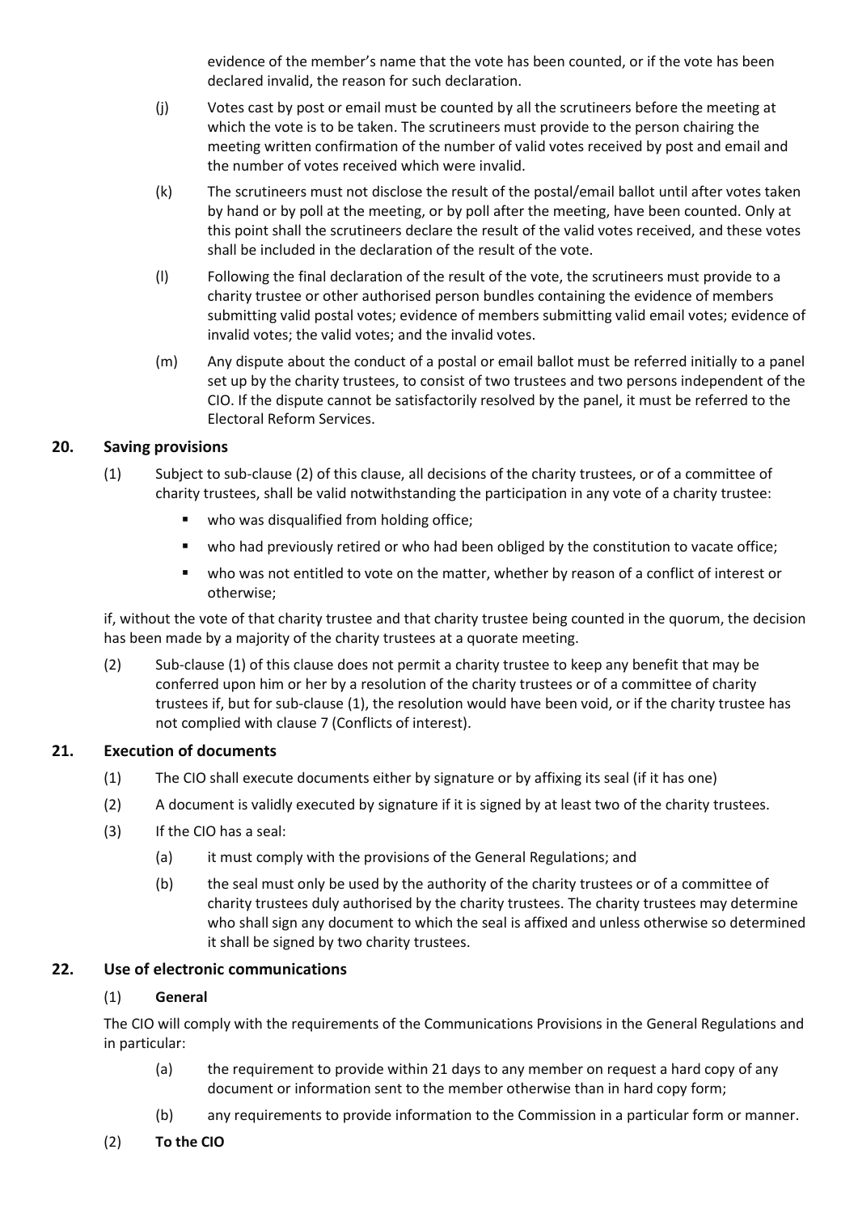evidence of the member's name that the vote has been counted, or if the vote has been declared invalid, the reason for such declaration.

(j) Votes cast by post or email must be counted by all the scrutineers before the meeting at which the vote is to be taken. The scrutineers must provide to the person chairing the meeting written confirmation of the number of valid votes received by post and email and the number of votes received which were invalid.

(k) The scrutineers must not disclose the result of the postal/email ballot until after votes taken by hand or by poll at the meeting, or by poll after the meeting, have been counted. Only at this point shall the scrutineers declare the result of the valid votes received, and these votes shall be included in the declaration of the result of the vote.

(l) Following the final declaration of the result of the vote, the scrutineers must provide to a charity trustee or other authorised person bundles containing the evidence of members submitting valid postal votes; evidence of members submitting valid email votes; evidence of invalid votes; the valid votes; and the invalid votes.

(m) Any dispute about the conduct of a postal or email ballot must be referred initially to a panel set up by the charity trustees, to consist of two trustees and two persons independent of the CIO. If the dispute cannot be satisfactorily resolved by the panel, it must be referred to the Electoral Reform Services.

## 20. Saving provisions

(1) Subject to sub-clause (2) of this clause, all decisions of the charity trustees, or of a committee of charity trustees, shall be valid notwithstanding the participation in any vote of a charity trustee:

- who was disqualified from holding office;
- who had previously retired or who had been obliged by the constitution to vacate office;
- who was not entitled to vote on the matter, whether by reason of a conflict of interest or otherwise;

if, without the vote of that charity trustee and that charity trustee being counted in the quorum, the decision has been made by a majority of the charity trustees at a quorate meeting.

(2) Sub-clause (1) of this clause does not permit a charity trustee to keep any benefit that may be conferred upon him or her by a resolution of the charity trustees or of a committee of charity trustees if, but for sub-clause (1), the resolution would have been void, or if the charity trustee has not complied with clause 7 (Conflicts of interest).

## 21. Execution of documents

(1) The CIO shall execute documents either by signature or by affixing its seal (if it has one)

(2) A document is validly executed by signature if it is signed by at least two of the charity trustees.

(3) If the CIO has a seal:

(a) it must comply with the provisions of the General Regulations; and

(b) the seal must only be used by the authority of the charity trustees or of a committee of charity trustees duly authorised by the charity trustees. The charity trustees may determine who shall sign any document to which the seal is affixed and unless otherwise so determined it shall be signed by two charity trustees.

## 22. Use of electronic communications

(1) **General**

The CIO will comply with the requirements of the Communications Provisions in the General Regulations and in particular:

(a) the requirement to provide within 21 days to any member on request a hard copy of any document or information sent to the member otherwise than in hard copy form;

(b) any requirements to provide information to the Commission in a particular form or manner.

(2) **To the CIO**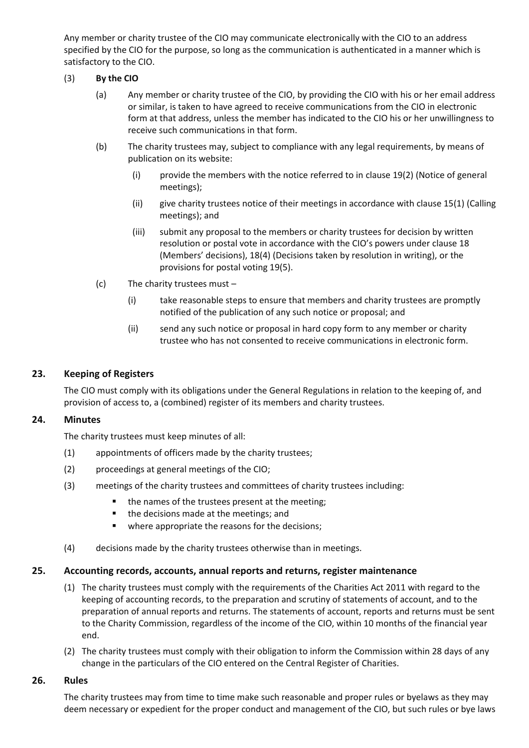Any member or charity trustee of the CIO may communicate electronically with the CIO to an address specified by the CIO for the purpose, so long as the communication is authenticated in a manner which is satisfactory to the CIO.

(3) **By the CIO**

(a) Any member or charity trustee of the CIO, by providing the CIO with his or her email address or similar, is taken to have agreed to receive communications from the CIO in electronic form at that address, unless the member has indicated to the CIO his or her unwillingness to receive such communications in that form.

(b) The charity trustees may, subject to compliance with any legal requirements, by means of publication on its website:

(i) provide the members with the notice referred to in clause 19(2) (Notice of general meetings);

(ii) give charity trustees notice of their meetings in accordance with clause 15(1) (Calling meetings); and

(iii) submit any proposal to the members or charity trustees for decision by written resolution or postal vote in accordance with the CIO's powers under clause 18 (Members' decisions), 18(4) (Decisions taken by resolution in writing), or the provisions for postal voting 19(5).

(c) The charity trustees must –

(i) take reasonable steps to ensure that members and charity trustees are promptly notified of the publication of any such notice or proposal; and

(ii) send any such notice or proposal in hard copy form to any member or charity trustee who has not consented to receive communications in electronic form.

## 23. Keeping of Registers

The CIO must comply with its obligations under the General Regulations in relation to the keeping of, and provision of access to, a (combined) register of its members and charity trustees.

## 24. Minutes

The charity trustees must keep minutes of all:

(1) appointments of officers made by the charity trustees;

(2) proceedings at general meetings of the CIO;

(3) meetings of the charity trustees and committees of charity trustees including:

- the names of the trustees present at the meeting;
- the decisions made at the meetings; and
- where appropriate the reasons for the decisions;

(4) decisions made by the charity trustees otherwise than in meetings.

## 25. Accounting records, accounts, annual reports and returns, register maintenance

(1) The charity trustees must comply with the requirements of the Charities Act 2011 with regard to the keeping of accounting records, to the preparation and scrutiny of statements of account, and to the preparation of annual reports and returns. The statements of account, reports and returns must be sent to the Charity Commission, regardless of the income of the CIO, within 10 months of the financial year end.

(2) The charity trustees must comply with their obligation to inform the Commission within 28 days of any change in the particulars of the CIO entered on the Central Register of Charities.

## 26. Rules

The charity trustees may from time to time make such reasonable and proper rules or byelaws as they may deem necessary or expedient for the proper conduct and management of the CIO, but such rules or bye laws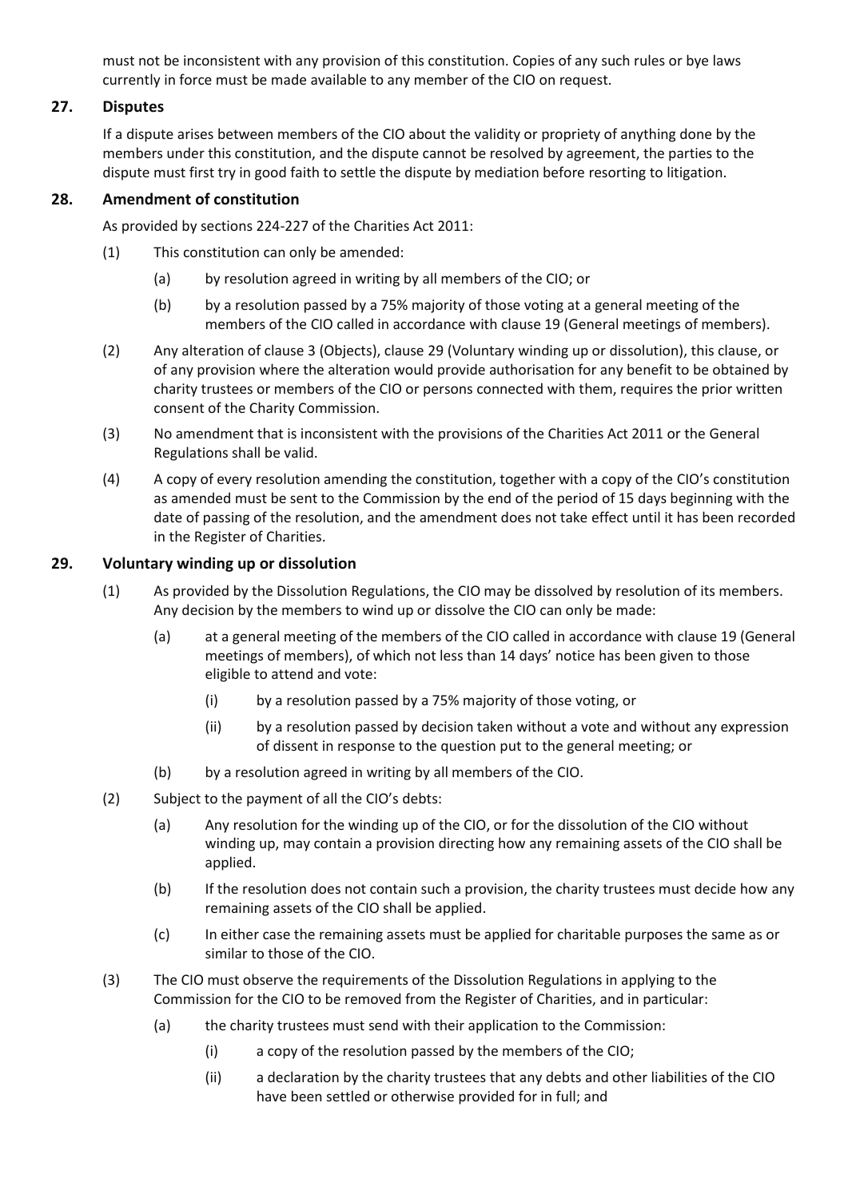must not be inconsistent with any provision of this constitution. Copies of any such rules or bye laws currently in force must be made available to any member of the CIO on request.

## 27. Disputes

If a dispute arises between members of the CIO about the validity or propriety of anything done by the members under this constitution, and the dispute cannot be resolved by agreement, the parties to the dispute must first try in good faith to settle the dispute by mediation before resorting to litigation.

## 28. Amendment of constitution

As provided by sections 224-227 of the Charities Act 2011:

(1) This constitution can only be amended:

  (a) by resolution agreed in writing by all members of the CIO; or

  (b) by a resolution passed by a 75% majority of those voting at a general meeting of the members of the CIO called in accordance with clause 19 (General meetings of members).

(2) Any alteration of clause 3 (Objects), clause 29 (Voluntary winding up or dissolution), this clause, or of any provision where the alteration would provide authorisation for any benefit to be obtained by charity trustees or members of the CIO or persons connected with them, requires the prior written consent of the Charity Commission.

(3) No amendment that is inconsistent with the provisions of the Charities Act 2011 or the General Regulations shall be valid.

(4) A copy of every resolution amending the constitution, together with a copy of the CIO's constitution as amended must be sent to the Commission by the end of the period of 15 days beginning with the date of passing of the resolution, and the amendment does not take effect until it has been recorded in the Register of Charities.

## 29. Voluntary winding up or dissolution

(1) As provided by the Dissolution Regulations, the CIO may be dissolved by resolution of its members. Any decision by the members to wind up or dissolve the CIO can only be made:

  (a) at a general meeting of the members of the CIO called in accordance with clause 19 (General meetings of members), of which not less than 14 days' notice has been given to those eligible to attend and vote:

    (i) by a resolution passed by a 75% majority of those voting, or

    (ii) by a resolution passed by decision taken without a vote and without any expression of dissent in response to the question put to the general meeting; or

  (b) by a resolution agreed in writing by all members of the CIO.

(2) Subject to the payment of all the CIO's debts:

  (a) Any resolution for the winding up of the CIO, or for the dissolution of the CIO without winding up, may contain a provision directing how any remaining assets of the CIO shall be applied.

  (b) If the resolution does not contain such a provision, the charity trustees must decide how any remaining assets of the CIO shall be applied.

  (c) In either case the remaining assets must be applied for charitable purposes the same as or similar to those of the CIO.

(3) The CIO must observe the requirements of the Dissolution Regulations in applying to the Commission for the CIO to be removed from the Register of Charities, and in particular:

  (a) the charity trustees must send with their application to the Commission:

    (i) a copy of the resolution passed by the members of the CIO;

    (ii) a declaration by the charity trustees that any debts and other liabilities of the CIO have been settled or otherwise provided for in full; and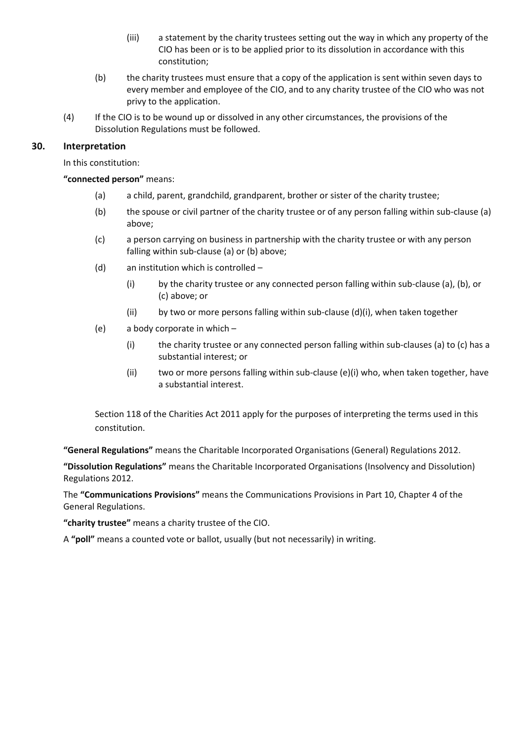(iii) a statement by the charity trustees setting out the way in which any property of the CIO has been or is to be applied prior to its dissolution in accordance with this constitution;

(b) the charity trustees must ensure that a copy of the application is sent within seven days to every member and employee of the CIO, and to any charity trustee of the CIO who was not privy to the application.

(4) If the CIO is to be wound up or dissolved in any other circumstances, the provisions of the Dissolution Regulations must be followed.

## 30. Interpretation

In this constitution:

**"connected person"** means:

(a) a child, parent, grandchild, grandparent, brother or sister of the charity trustee;

(b) the spouse or civil partner of the charity trustee or of any person falling within sub-clause (a) above;

(c) a person carrying on business in partnership with the charity trustee or with any person falling within sub-clause (a) or (b) above;

(d) an institution which is controlled –

(i) by the charity trustee or any connected person falling within sub-clause (a), (b), or (c) above; or

(ii) by two or more persons falling within sub-clause (d)(i), when taken together

(e) a body corporate in which –

(i) the charity trustee or any connected person falling within sub-clauses (a) to (c) has a substantial interest; or

(ii) two or more persons falling within sub-clause (e)(i) who, when taken together, have a substantial interest.

Section 118 of the Charities Act 2011 apply for the purposes of interpreting the terms used in this constitution.

**"General Regulations"** means the Charitable Incorporated Organisations (General) Regulations 2012.

**"Dissolution Regulations"** means the Charitable Incorporated Organisations (Insolvency and Dissolution) Regulations 2012.

The **"Communications Provisions"** means the Communications Provisions in Part 10, Chapter 4 of the General Regulations.

**"charity trustee"** means a charity trustee of the CIO.

A **"poll"** means a counted vote or ballot, usually (but not necessarily) in writing.